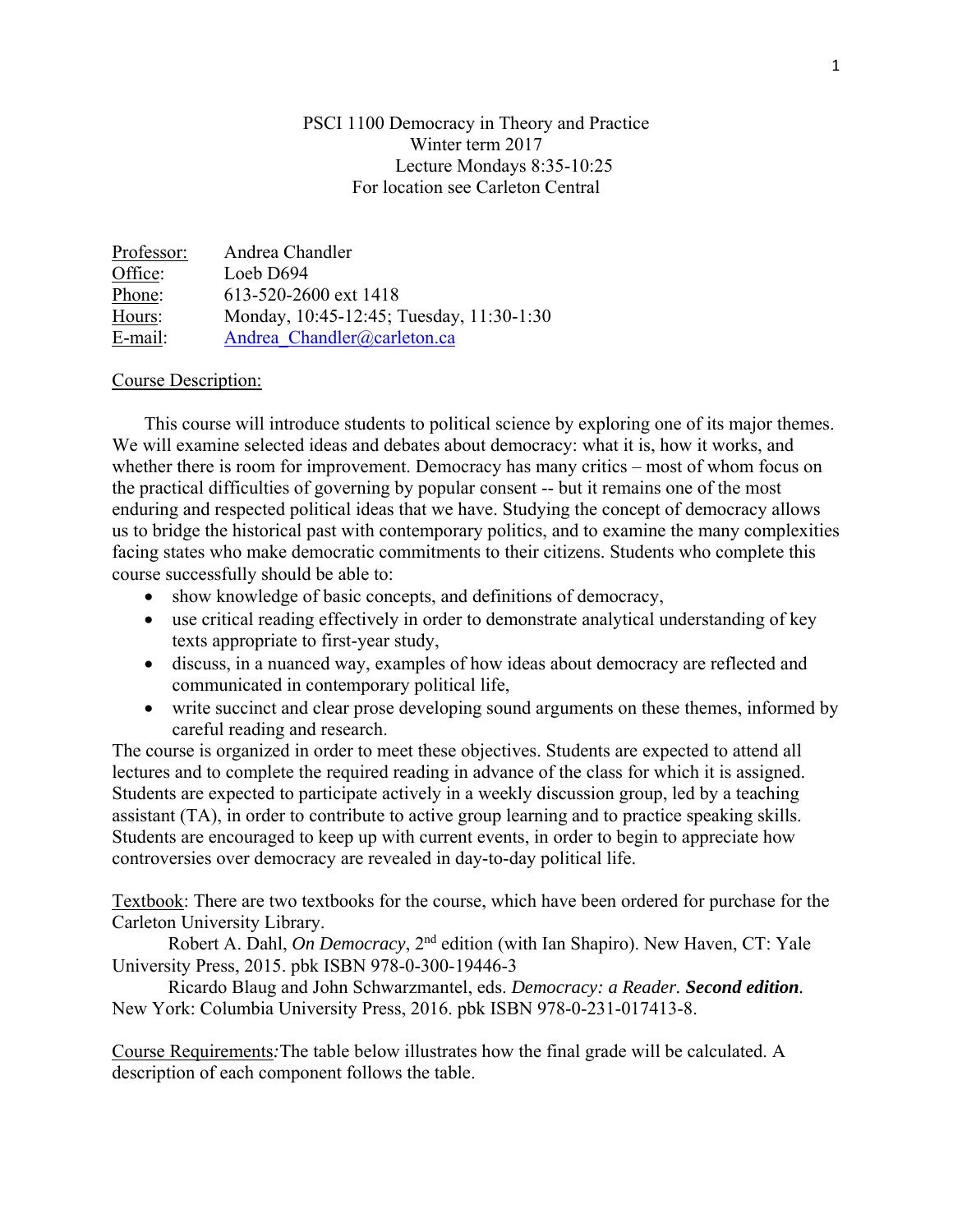PSCI 1100 Democracy in Theory and Practice
Winter term 2017
Lecture Mondays 8:35-10:25
For location see Carleton Central

Professor: Andrea Chandler
Office: Loeb D694
Phone: 613-520-2600 ext 1418
Hours: Monday, 10:45-12:45; Tuesday, 11:30-1:30
E-mail: Andrea_Chandler@carleton.ca

Course Description:

This course will introduce students to political science by exploring one of its major themes. We will examine selected ideas and debates about democracy: what it is, how it works, and whether there is room for improvement. Democracy has many critics – most of whom focus on the practical difficulties of governing by popular consent -- but it remains one of the most enduring and respected political ideas that we have. Studying the concept of democracy allows us to bridge the historical past with contemporary politics, and to examine the many complexities facing states who make democratic commitments to their citizens. Students who complete this course successfully should be able to:

- show knowledge of basic concepts, and definitions of democracy,
- use critical reading effectively in order to demonstrate analytical understanding of key texts appropriate to first-year study,
- discuss, in a nuanced way, examples of how ideas about democracy are reflected and communicated in contemporary political life,
- write succinct and clear prose developing sound arguments on these themes, informed by careful reading and research.

The course is organized in order to meet these objectives. Students are expected to attend all lectures and to complete the required reading in advance of the class for which it is assigned. Students are expected to participate actively in a weekly discussion group, led by a teaching assistant (TA), in order to contribute to active group learning and to practice speaking skills. Students are encouraged to keep up with current events, in order to begin to appreciate how controversies over democracy are revealed in day-to-day political life.

Textbook: There are two textbooks for the course, which have been ordered for purchase for the Carleton University Library.

Robert A. Dahl, *On Democracy*, 2nd edition (with Ian Shapiro). New Haven, CT: Yale University Press, 2015. pbk ISBN 978-0-300-19446-3

Ricardo Blaug and John Schwarzmantel, eds. *Democracy: a Reader.* ***Second edition***. New York: Columbia University Press, 2016. pbk ISBN 978-0-231-017413-8.

Course Requirements*:* The table below illustrates how the final grade will be calculated. A description of each component follows the table.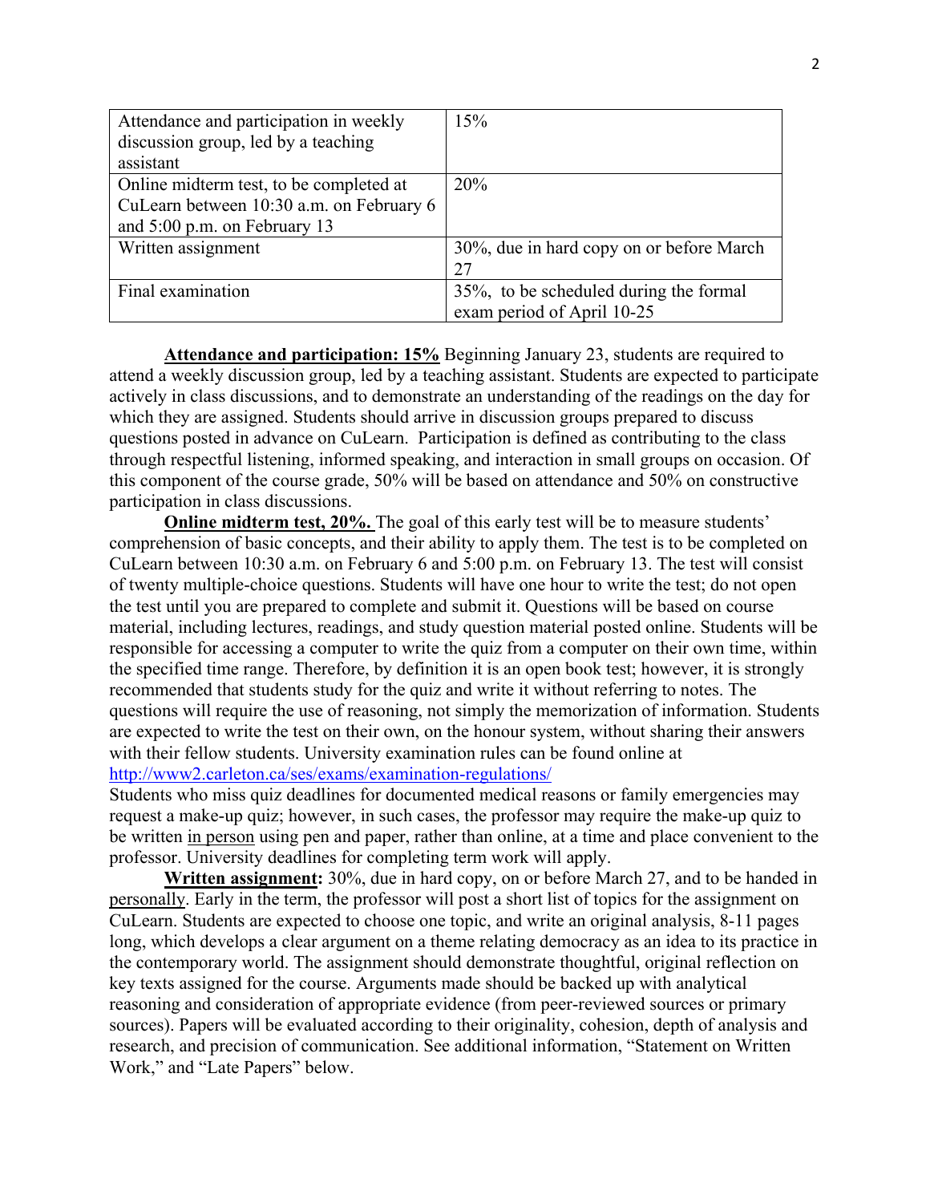| | |
|---|---|
| Attendance and participation in weekly discussion group, led by a teaching assistant | 15% |
| Online midterm test, to be completed at CuLearn between 10:30 a.m. on February 6 and 5:00 p.m. on February 13 | 20% |
| Written assignment | 30%, due in hard copy on or before March 27 |
| Final examination | 35%, to be scheduled during the formal exam period of April 10-25 |

**Attendance and participation: 15%** Beginning January 23, students are required to attend a weekly discussion group, led by a teaching assistant. Students are expected to participate actively in class discussions, and to demonstrate an understanding of the readings on the day for which they are assigned. Students should arrive in discussion groups prepared to discuss questions posted in advance on CuLearn. Participation is defined as contributing to the class through respectful listening, informed speaking, and interaction in small groups on occasion. Of this component of the course grade, 50% will be based on attendance and 50% on constructive participation in class discussions.

**Online midterm test, 20%.** The goal of this early test will be to measure students' comprehension of basic concepts, and their ability to apply them. The test is to be completed on CuLearn between 10:30 a.m. on February 6 and 5:00 p.m. on February 13. The test will consist of twenty multiple-choice questions. Students will have one hour to write the test; do not open the test until you are prepared to complete and submit it. Questions will be based on course material, including lectures, readings, and study question material posted online. Students will be responsible for accessing a computer to write the quiz from a computer on their own time, within the specified time range. Therefore, by definition it is an open book test; however, it is strongly recommended that students study for the quiz and write it without referring to notes. The questions will require the use of reasoning, not simply the memorization of information. Students are expected to write the test on their own, on the honour system, without sharing their answers with their fellow students. University examination rules can be found online at http://www2.carleton.ca/ses/exams/examination-regulations/
Students who miss quiz deadlines for documented medical reasons or family emergencies may request a make-up quiz; however, in such cases, the professor may require the make-up quiz to be written in person using pen and paper, rather than online, at a time and place convenient to the professor. University deadlines for completing term work will apply.

**Written assignment:** 30%, due in hard copy, on or before March 27, and to be handed in personally. Early in the term, the professor will post a short list of topics for the assignment on CuLearn. Students are expected to choose one topic, and write an original analysis, 8-11 pages long, which develops a clear argument on a theme relating democracy as an idea to its practice in the contemporary world. The assignment should demonstrate thoughtful, original reflection on key texts assigned for the course. Arguments made should be backed up with analytical reasoning and consideration of appropriate evidence (from peer-reviewed sources or primary sources). Papers will be evaluated according to their originality, cohesion, depth of analysis and research, and precision of communication. See additional information, "Statement on Written Work," and "Late Papers" below.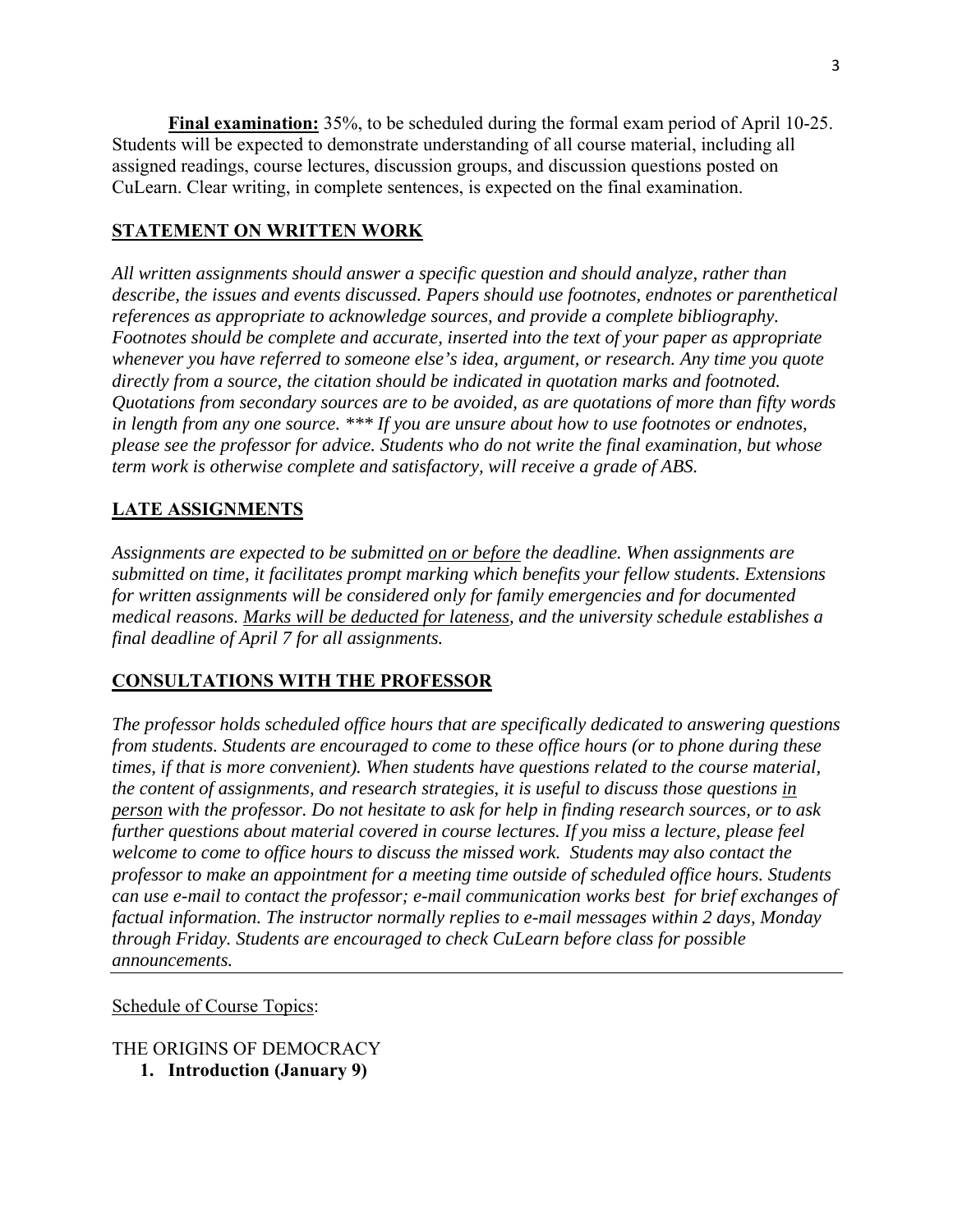**Final examination:** 35%, to be scheduled during the formal exam period of April 10-25. Students will be expected to demonstrate understanding of all course material, including all assigned readings, course lectures, discussion groups, and discussion questions posted on CuLearn. Clear writing, in complete sentences, is expected on the final examination.

## STATEMENT ON WRITTEN WORK

*All written assignments should answer a specific question and should analyze, rather than describe, the issues and events discussed. Papers should use footnotes, endnotes or parenthetical references as appropriate to acknowledge sources, and provide a complete bibliography. Footnotes should be complete and accurate, inserted into the text of your paper as appropriate whenever you have referred to someone else's idea, argument, or research. Any time you quote directly from a source, the citation should be indicated in quotation marks and footnoted. Quotations from secondary sources are to be avoided, as are quotations of more than fifty words in length from any one source. *** If you are unsure about how to use footnotes or endnotes, please see the professor for advice. Students who do not write the final examination, but whose term work is otherwise complete and satisfactory, will receive a grade of ABS.*

## LATE ASSIGNMENTS

*Assignments are expected to be submitted <u>on or before</u> the deadline. When assignments are submitted on time, it facilitates prompt marking which benefits your fellow students. Extensions for written assignments will be considered only for family emergencies and for documented medical reasons. <u>Marks will be deducted for lateness</u>, and the university schedule establishes a final deadline of April 7 for all assignments.*

## CONSULTATIONS WITH THE PROFESSOR

*The professor holds scheduled office hours that are specifically dedicated to answering questions from students. Students are encouraged to come to these office hours (or to phone during these times, if that is more convenient). When students have questions related to the course material, the content of assignments, and research strategies, it is useful to discuss those questions <u>in person</u> with the professor. Do not hesitate to ask for help in finding research sources, or to ask further questions about material covered in course lectures. If you miss a lecture, please feel welcome to come to office hours to discuss the missed work. Students may also contact the professor to make an appointment for a meeting time outside of scheduled office hours. Students can use e-mail to contact the professor; e-mail communication works best for brief exchanges of factual information. The instructor normally replies to e-mail messages within 2 days, Monday through Friday. Students are encouraged to check CuLearn before class for possible announcements.*

---

<u>Schedule of Course Topics</u>:

THE ORIGINS OF DEMOCRACY

1. **Introduction (January 9)**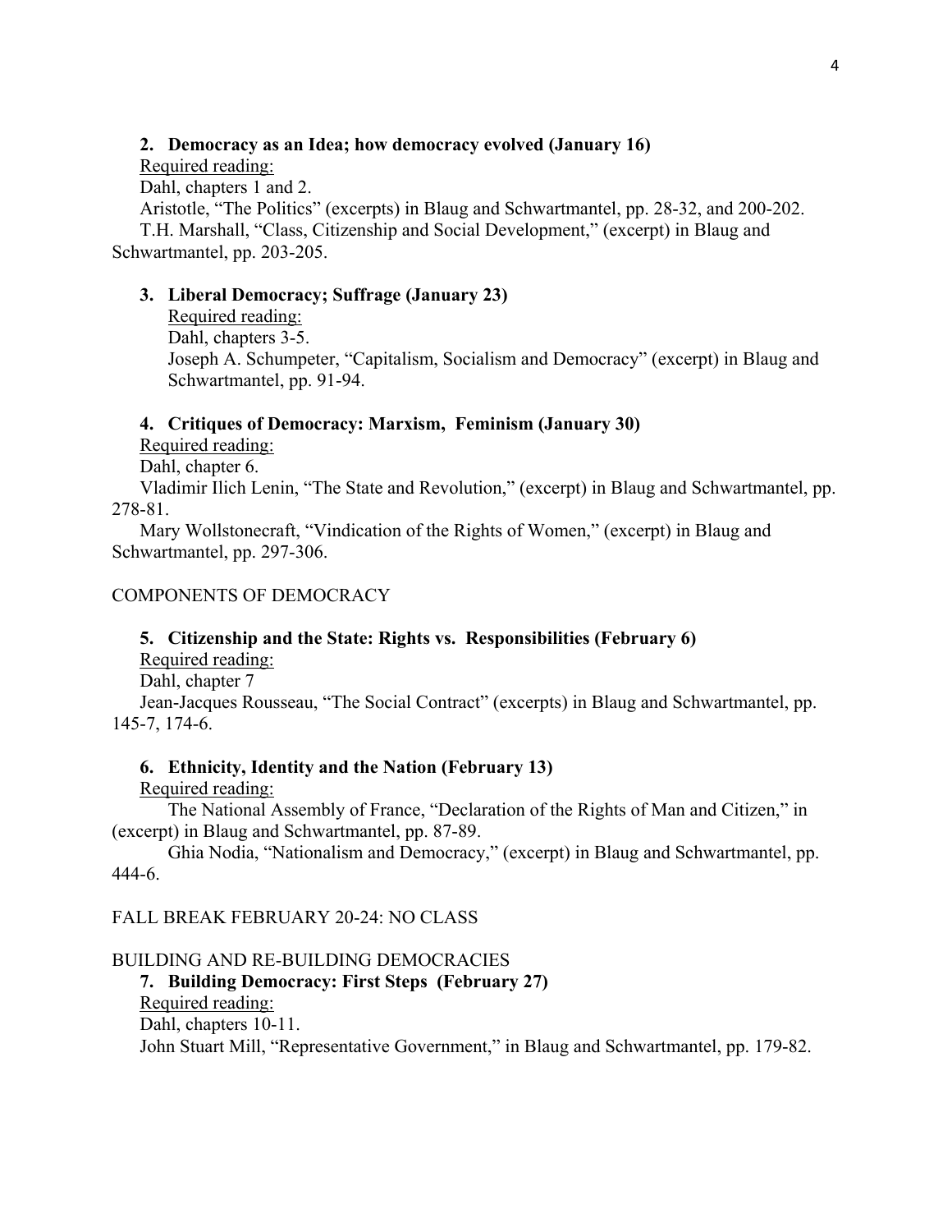**2. Democracy as an Idea; how democracy evolved (January 16)**

Required reading:

Dahl, chapters 1 and 2.

Aristotle, "The Politics" (excerpts) in Blaug and Schwartmantel, pp. 28-32, and 200-202.

T.H. Marshall, "Class, Citizenship and Social Development," (excerpt) in Blaug and Schwartmantel, pp. 203-205.

**3. Liberal Democracy; Suffrage (January 23)**

Required reading:

Dahl, chapters 3-5.

Joseph A. Schumpeter, "Capitalism, Socialism and Democracy" (excerpt) in Blaug and Schwartmantel, pp. 91-94.

**4. Critiques of Democracy: Marxism, Feminism (January 30)**

Required reading:

Dahl, chapter 6.

Vladimir Ilich Lenin, "The State and Revolution," (excerpt) in Blaug and Schwartmantel, pp. 278-81.

Mary Wollstonecraft, "Vindication of the Rights of Women," (excerpt) in Blaug and Schwartmantel, pp. 297-306.

COMPONENTS OF DEMOCRACY

**5. Citizenship and the State: Rights vs. Responsibilities (February 6)**

Required reading:

Dahl, chapter 7

Jean-Jacques Rousseau, "The Social Contract" (excerpts) in Blaug and Schwartmantel, pp. 145-7, 174-6.

**6. Ethnicity, Identity and the Nation (February 13)**

Required reading:

The National Assembly of France, "Declaration of the Rights of Man and Citizen," in (excerpt) in Blaug and Schwartmantel, pp. 87-89.

Ghia Nodia, "Nationalism and Democracy," (excerpt) in Blaug and Schwartmantel, pp. 444-6.

FALL BREAK FEBRUARY 20-24: NO CLASS

BUILDING AND RE-BUILDING DEMOCRACIES

**7. Building Democracy: First Steps (February 27)**

Required reading:

Dahl, chapters 10-11.

John Stuart Mill, "Representative Government," in Blaug and Schwartmantel, pp. 179-82.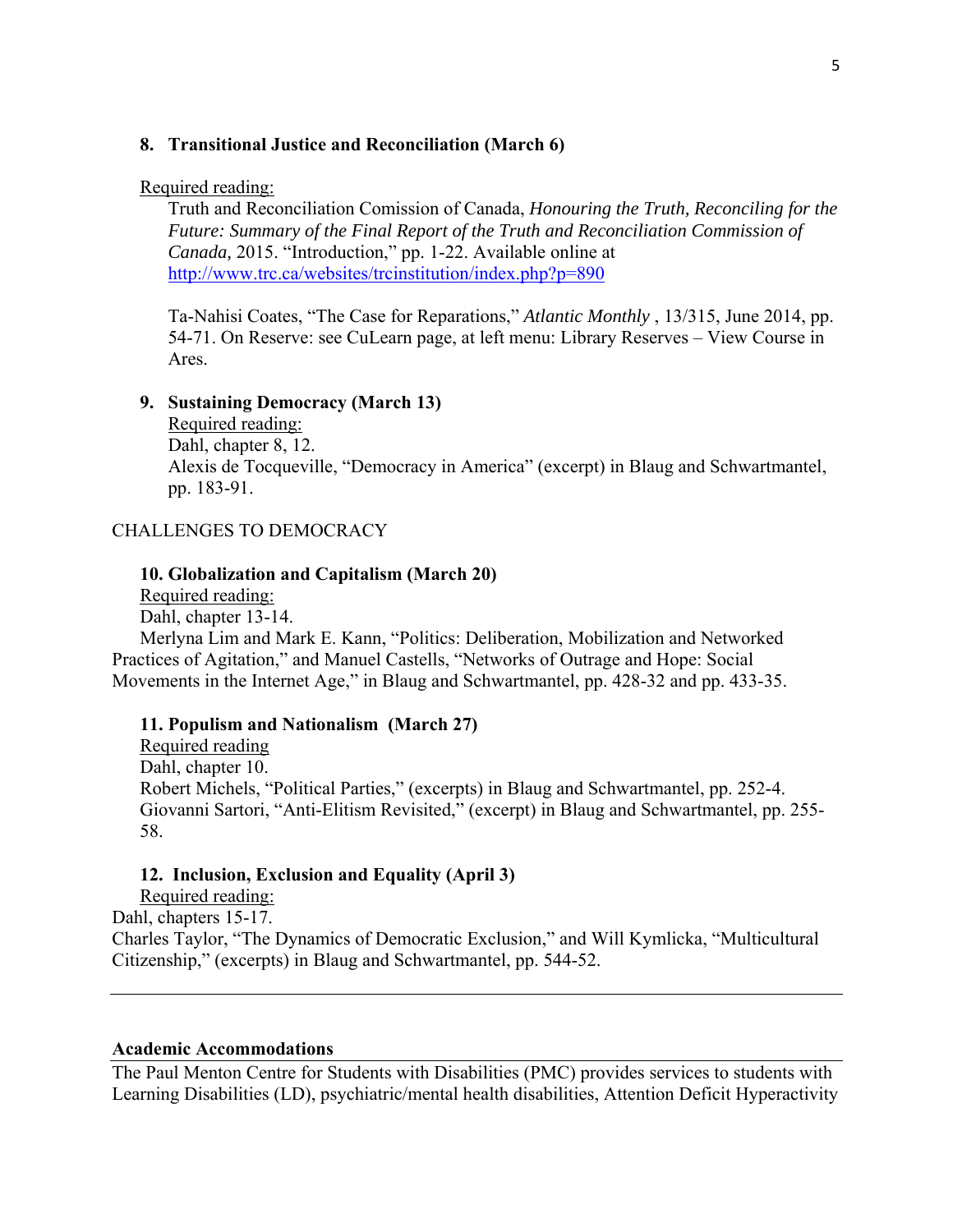### 8. Transitional Justice and Reconciliation (March 6)

Required reading:

Truth and Reconciliation Comission of Canada, *Honouring the Truth, Reconciling for the Future: Summary of the Final Report of the Truth and Reconciliation Commission of Canada,* 2015. "Introduction," pp. 1-22. Available online at http://www.trc.ca/websites/trcinstitution/index.php?p=890

Ta-Nahisi Coates, "The Case for Reparations," *Atlantic Monthly* , 13/315, June 2014, pp. 54-71. On Reserve: see CuLearn page, at left menu: Library Reserves – View Course in Ares.

### 9. Sustaining Democracy (March 13)

Required reading:

Dahl, chapter 8, 12.

Alexis de Tocqueville, "Democracy in America" (excerpt) in Blaug and Schwartmantel, pp. 183-91.

## CHALLENGES TO DEMOCRACY

### 10. Globalization and Capitalism (March 20)

Required reading:

Dahl, chapter 13-14.

Merlyna Lim and Mark E. Kann, "Politics: Deliberation, Mobilization and Networked Practices of Agitation," and Manuel Castells, "Networks of Outrage and Hope: Social Movements in the Internet Age," in Blaug and Schwartmantel, pp. 428-32 and pp. 433-35.

### 11. Populism and Nationalism (March 27)

Required reading

Dahl, chapter 10.

Robert Michels, "Political Parties," (excerpts) in Blaug and Schwartmantel, pp. 252-4.

Giovanni Sartori, "Anti-Elitism Revisited," (excerpt) in Blaug and Schwartmantel, pp. 255-58.

### 12. Inclusion, Exclusion and Equality (April 3)

Required reading:

Dahl, chapters 15-17.

Charles Taylor, "The Dynamics of Democratic Exclusion," and Will Kymlicka, "Multicultural Citizenship," (excerpts) in Blaug and Schwartmantel, pp. 544-52.

---

## Academic Accommodations

The Paul Menton Centre for Students with Disabilities (PMC) provides services to students with Learning Disabilities (LD), psychiatric/mental health disabilities, Attention Deficit Hyperactivity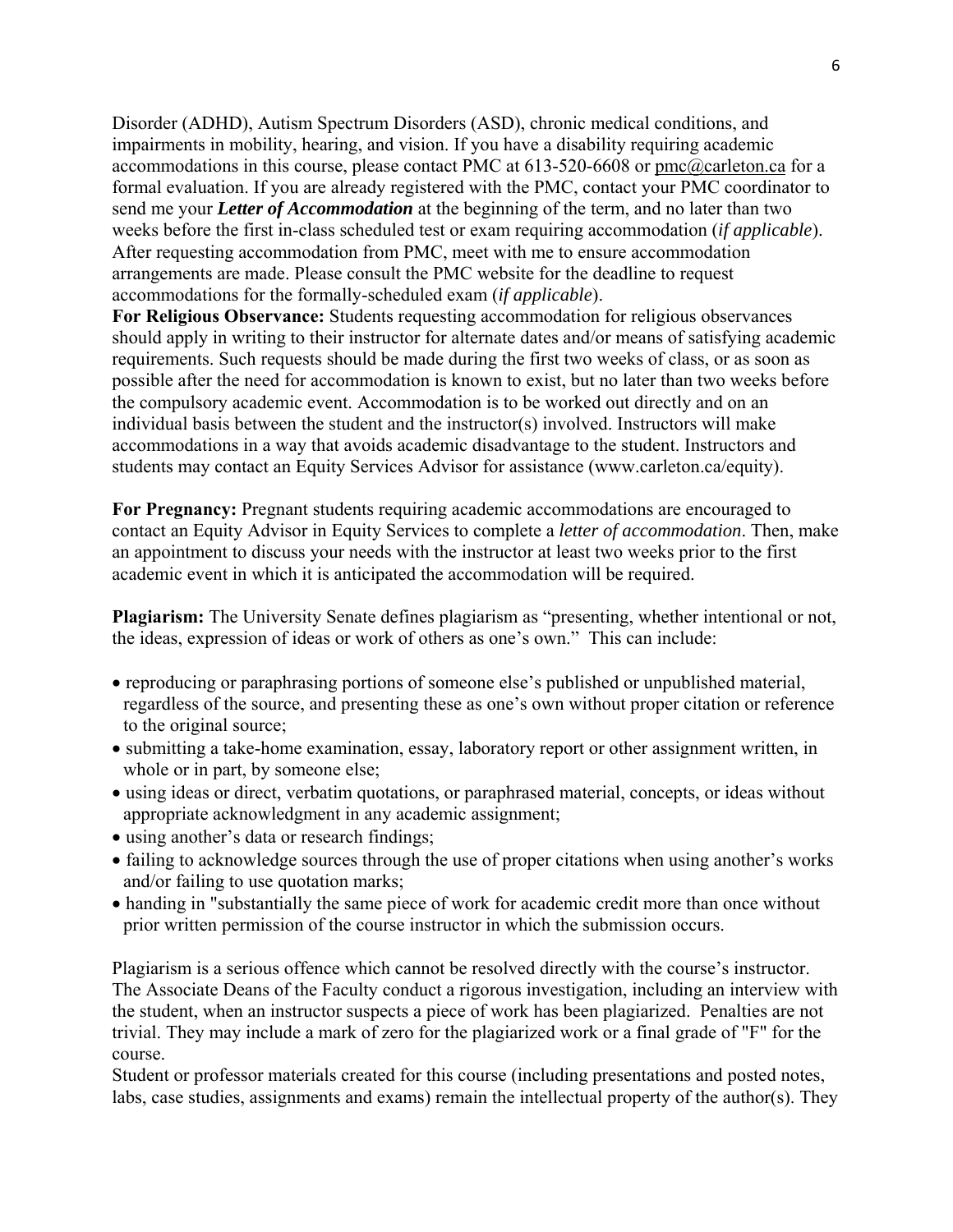Disorder (ADHD), Autism Spectrum Disorders (ASD), chronic medical conditions, and impairments in mobility, hearing, and vision. If you have a disability requiring academic accommodations in this course, please contact PMC at 613-520-6608 or pmc@carleton.ca for a formal evaluation. If you are already registered with the PMC, contact your PMC coordinator to send me your ***Letter of Accommodation*** at the beginning of the term, and no later than two weeks before the first in-class scheduled test or exam requiring accommodation (*if applicable*). After requesting accommodation from PMC, meet with me to ensure accommodation arrangements are made. Please consult the PMC website for the deadline to request accommodations for the formally-scheduled exam (*if applicable*).

**For Religious Observance:** Students requesting accommodation for religious observances should apply in writing to their instructor for alternate dates and/or means of satisfying academic requirements. Such requests should be made during the first two weeks of class, or as soon as possible after the need for accommodation is known to exist, but no later than two weeks before the compulsory academic event. Accommodation is to be worked out directly and on an individual basis between the student and the instructor(s) involved. Instructors will make accommodations in a way that avoids academic disadvantage to the student. Instructors and students may contact an Equity Services Advisor for assistance (www.carleton.ca/equity).

**For Pregnancy:** Pregnant students requiring academic accommodations are encouraged to contact an Equity Advisor in Equity Services to complete a *letter of accommodation*. Then, make an appointment to discuss your needs with the instructor at least two weeks prior to the first academic event in which it is anticipated the accommodation will be required.

**Plagiarism:** The University Senate defines plagiarism as "presenting, whether intentional or not, the ideas, expression of ideas or work of others as one's own." This can include:

- reproducing or paraphrasing portions of someone else's published or unpublished material, regardless of the source, and presenting these as one's own without proper citation or reference to the original source;
- submitting a take-home examination, essay, laboratory report or other assignment written, in whole or in part, by someone else;
- using ideas or direct, verbatim quotations, or paraphrased material, concepts, or ideas without appropriate acknowledgment in any academic assignment;
- using another's data or research findings;
- failing to acknowledge sources through the use of proper citations when using another's works and/or failing to use quotation marks;
- handing in "substantially the same piece of work for academic credit more than once without prior written permission of the course instructor in which the submission occurs.

Plagiarism is a serious offence which cannot be resolved directly with the course's instructor. The Associate Deans of the Faculty conduct a rigorous investigation, including an interview with the student, when an instructor suspects a piece of work has been plagiarized. Penalties are not trivial. They may include a mark of zero for the plagiarized work or a final grade of "F" for the course.

Student or professor materials created for this course (including presentations and posted notes, labs, case studies, assignments and exams) remain the intellectual property of the author(s). They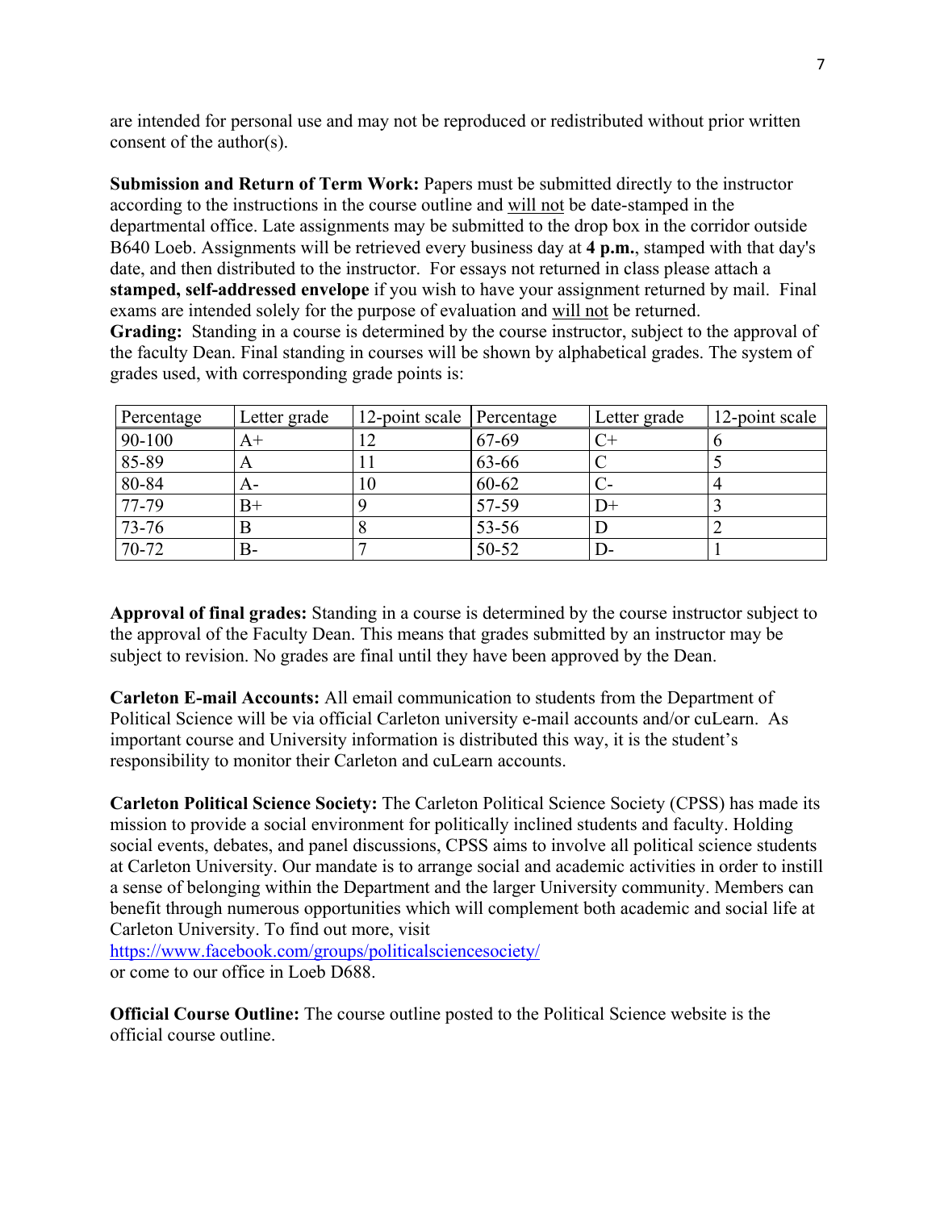are intended for personal use and may not be reproduced or redistributed without prior written consent of the author(s).

**Submission and Return of Term Work:** Papers must be submitted directly to the instructor according to the instructions in the course outline and will not be date-stamped in the departmental office. Late assignments may be submitted to the drop box in the corridor outside B640 Loeb. Assignments will be retrieved every business day at **4 p.m.**, stamped with that day's date, and then distributed to the instructor. For essays not returned in class please attach a **stamped, self-addressed envelope** if you wish to have your assignment returned by mail. Final exams are intended solely for the purpose of evaluation and will not be returned.

**Grading:** Standing in a course is determined by the course instructor, subject to the approval of the faculty Dean. Final standing in courses will be shown by alphabetical grades. The system of grades used, with corresponding grade points is:

| Percentage | Letter grade | 12-point scale | Percentage | Letter grade | 12-point scale |
|---|---|---|---|---|---|
| 90-100 | A+ | 12 | 67-69 | C+ | 6 |
| 85-89 | A | 11 | 63-66 | C | 5 |
| 80-84 | A- | 10 | 60-62 | C- | 4 |
| 77-79 | B+ | 9 | 57-59 | D+ | 3 |
| 73-76 | B | 8 | 53-56 | D | 2 |
| 70-72 | B- | 7 | 50-52 | D- | 1 |

**Approval of final grades:** Standing in a course is determined by the course instructor subject to the approval of the Faculty Dean. This means that grades submitted by an instructor may be subject to revision. No grades are final until they have been approved by the Dean.

**Carleton E-mail Accounts:** All email communication to students from the Department of Political Science will be via official Carleton university e-mail accounts and/or cuLearn. As important course and University information is distributed this way, it is the student's responsibility to monitor their Carleton and cuLearn accounts.

**Carleton Political Science Society:** The Carleton Political Science Society (CPSS) has made its mission to provide a social environment for politically inclined students and faculty. Holding social events, debates, and panel discussions, CPSS aims to involve all political science students at Carleton University. Our mandate is to arrange social and academic activities in order to instill a sense of belonging within the Department and the larger University community. Members can benefit through numerous opportunities which will complement both academic and social life at Carleton University. To find out more, visit
https://www.facebook.com/groups/politicalsciencesociety/
or come to our office in Loeb D688.

**Official Course Outline:** The course outline posted to the Political Science website is the official course outline.